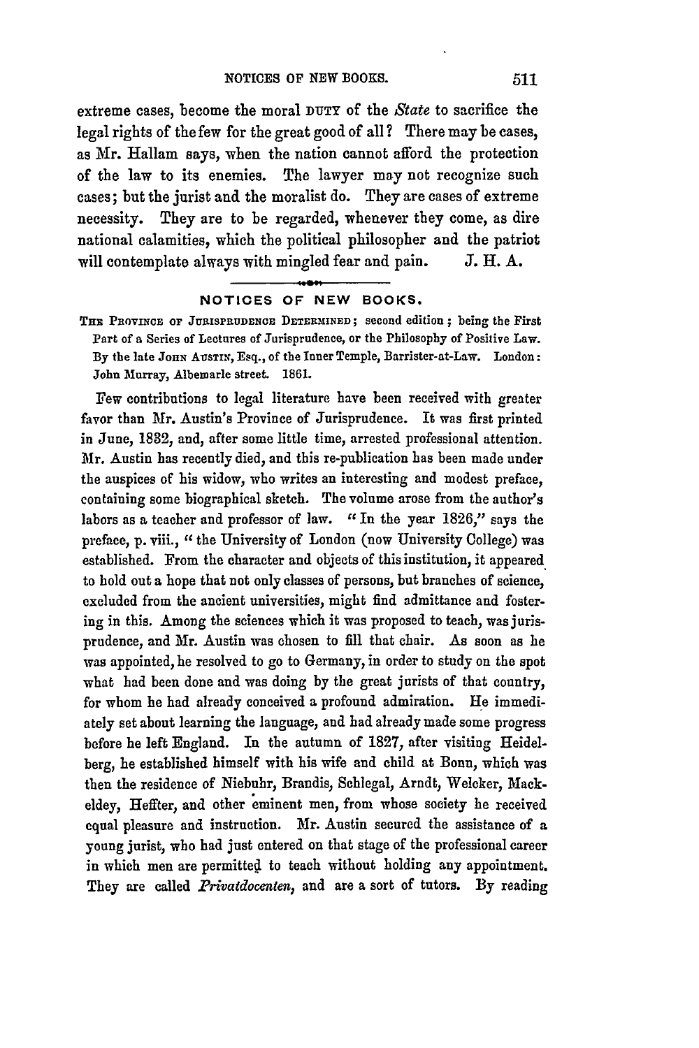extreme cases, become the moral DUTY of the *State* to sacrifice the legal rights of the few for the great good of all? There may be cases, as Mr. Hallam says, when the nation cannot afford the protection of the law to its enemies. The lawyer may not recognize such cases; but the jurist and the moralist do. They are cases of extreme necessity. They are to be regarded, whenever they come, as dire national calamities, which the political philosopher and the patriot will contemplate always with mingled fear and pain. J. H. A.

## NOTICES OF NEW BOOKS.

THE PROVINCE OF JURISPRUDENCE DETERMINED; second edition; being the First Part of a Series of Lectures of Jurisprudence, or the Philosophy of Positive Law. By the late JOHN AUSTIN, Esq., of the Inner Temple, Barrister-at-Law. London: John Murray, Albemarle street. 1861.

Few contributions to legal literature have been received with greater favor than Mr. Austin's Province of Jurisprudence. It was first printed in June, 1832, and, after some little time, arrested professional attention. Mr. Austin has recently died, and this re-publication has been made under the auspices of his widow, who writes an interesting and modest preface, containing some biographical sketch. The volume arose from the author's labors as a teacher and professor of law. "In the year 1826," says the preface, p. viii., "the University of London (now University College) was established. From the character and objects of this institution, it appeared to hold out a hope that not only classes of persons, but branches of science, excluded from the ancient universities, might find admittance and fostering in this. Among the sciences which it was proposed to teach, was jurisprudence, and Mr. Austin was chosen to fill that chair. As soon as he was appointed, he resolved to go to Germany, in order to study on the spot what had been done and was doing by the great jurists of that country, for whom he had already conceived a profound admiration. He immediately set about learning the language, and had already made some progress before he left England. In the autumn of 1827, after visiting Heidelberg, he established himself with his wife and child at Bonn, which was then the residence of Niebuhr, Brandis, Schlegal, Arndt, Welcker, Mackeldey, Heffter, and other eminent men, from whose society he received equal pleasure and instruction. Mr. Austin secured the assistance of a young jurist, who had just entered on that stage of the professional career in which men are permitted to teach without holding any appointment. They are called *Privatdocenten*, and are a sort of tutors. By reading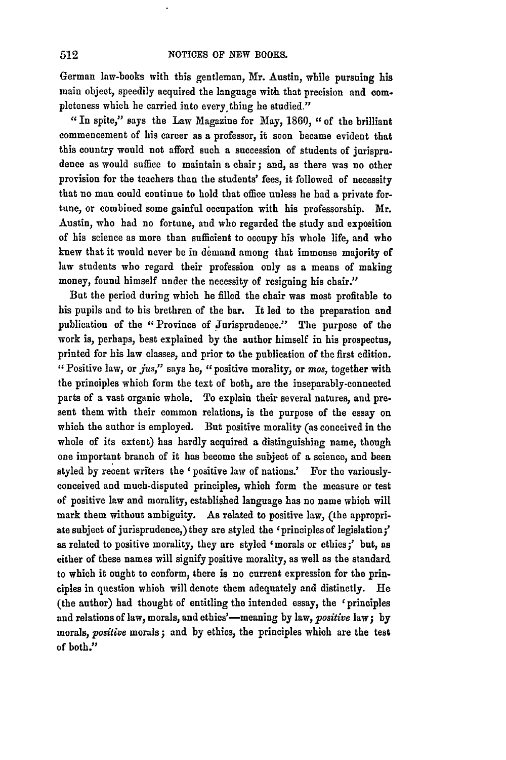German law-books with this gentleman, Mr. Austin, while pursuing his main object, speedily acquired the language with that precision and completeness which he carried into every thing he studied."

"In spite," says the Law Magazine for May, 1860, "of the brilliant commencement of his career as a professor, it soon became evident that this country would not afford such a succession of students of jurisprudence as would suffice to maintain a chair; and, as there was no other provision for the teachers than the students' fees, it followed of necessity that no man could continue to hold that office unless he had a private fortune, or combined some gainful occupation with his professorship. Mr. Austin, who had no fortune, and who regarded the study and exposition of his science as more than sufficient to occupy his whole life, and who knew that it would never be in demand among that immense majority of law students who regard their profession only as a means of making money, found himself under the necessity of resigning his chair."

But the period during which he filled the chair was most profitable to his pupils and to his brethren of the bar. It led to the preparation and publication of the "Province of Jurisprudence." The purpose of the work is, perhaps, best explained by the author himself in his prospectus, printed for his law classes, and prior to the publication of the first edition. "Positive law, or *jus*," says he, "positive morality, or *mos*, together with the principles which form the text of both, are the inseparably-connected parts of a vast organic whole. To explain their several natures, and present them with their common relations, is the purpose of the essay on which the author is employed. But positive morality (as conceived in the whole of its extent) has hardly acquired a distinguishing name, though one important branch of it has become the subject of a science, and been styled by recent writers the 'positive law of nations.' For the variously-conceived and much-disputed principles, which form the measure or test of positive law and morality, established language has no name which will mark them without ambiguity. As related to positive law, (the appropriate subject of jurisprudence,) they are styled the 'principles of legislation;' as related to positive morality, they are styled 'morals or ethics;' but, as either of these names will signify positive morality, as well as the standard to which it ought to conform, there is no current expression for the principles in question which will denote them adequately and distinctly. He (the author) had thought of entitling the intended essay, the 'principles and relations of law, morals, and ethics'—meaning by law, *positive* law; by morals, *positive* morals; and by ethics, the principles which are the test of both."